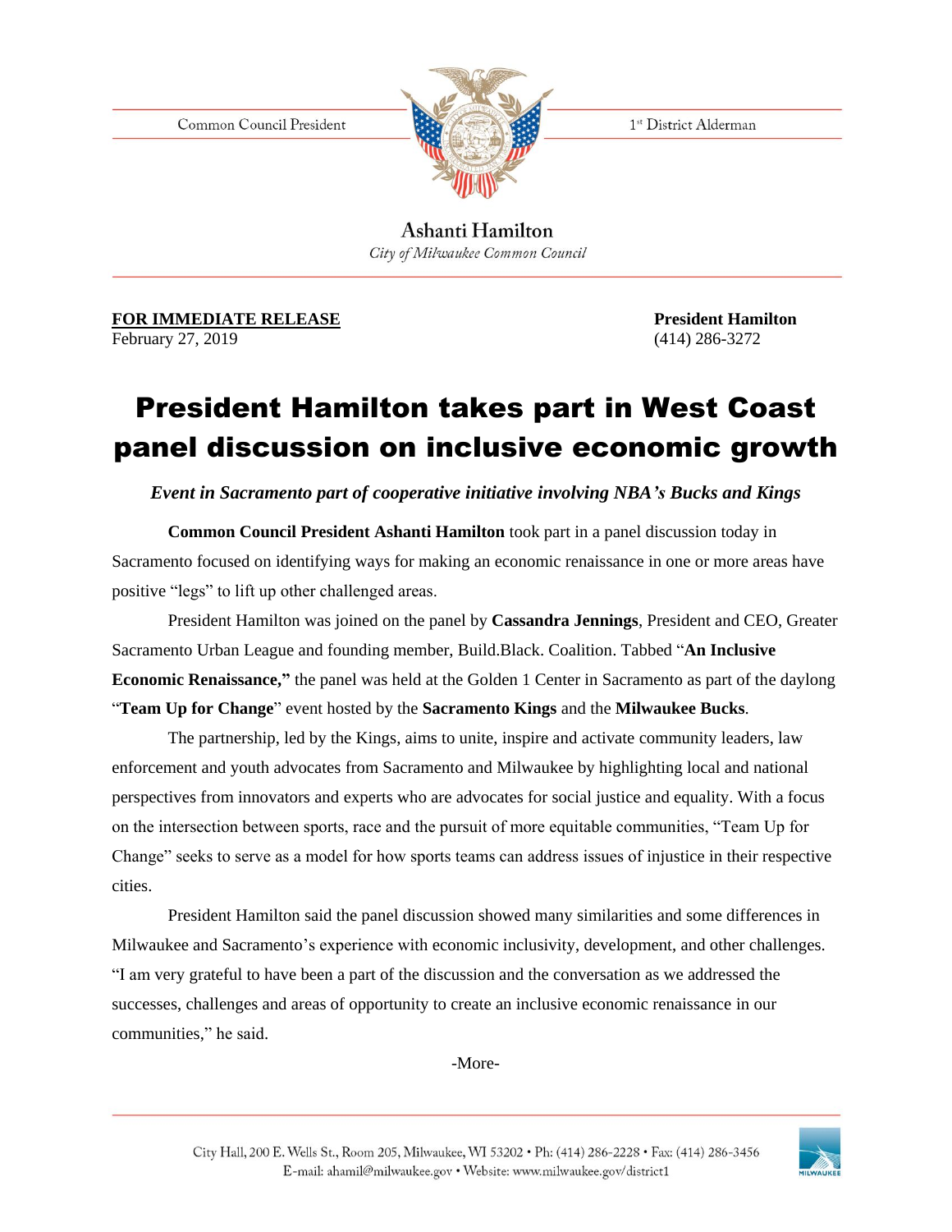Common Council President

1st District Alderman

**Ashanti Hamilton**
*City of Milwaukee Common Council*

**FOR IMMEDIATE RELEASE**
February 27, 2019

**President Hamilton**
(414) 286-3272

# President Hamilton takes part in West Coast panel discussion on inclusive economic growth

***Event in Sacramento part of cooperative initiative involving NBA's Bucks and Kings***

**Common Council President Ashanti Hamilton** took part in a panel discussion today in Sacramento focused on identifying ways for making an economic renaissance in one or more areas have positive "legs" to lift up other challenged areas.

President Hamilton was joined on the panel by **Cassandra Jennings**, President and CEO, Greater Sacramento Urban League and founding member, Build.Black. Coalition. Tabbed "**An Inclusive Economic Renaissance,"** the panel was held at the Golden 1 Center in Sacramento as part of the daylong "**Team Up for Change**" event hosted by the **Sacramento Kings** and the **Milwaukee Bucks**.

The partnership, led by the Kings, aims to unite, inspire and activate community leaders, law enforcement and youth advocates from Sacramento and Milwaukee by highlighting local and national perspectives from innovators and experts who are advocates for social justice and equality. With a focus on the intersection between sports, race and the pursuit of more equitable communities, "Team Up for Change" seeks to serve as a model for how sports teams can address issues of injustice in their respective cities.

President Hamilton said the panel discussion showed many similarities and some differences in Milwaukee and Sacramento's experience with economic inclusivity, development, and other challenges. "I am very grateful to have been a part of the discussion and the conversation as we addressed the successes, challenges and areas of opportunity to create an inclusive economic renaissance in our communities," he said.

-More-

City Hall, 200 E. Wells St., Room 205, Milwaukee, WI 53202 • Ph: (414) 286-2228 • Fax: (414) 286-3456
E-mail: ahamil@milwaukee.gov • Website: www.milwaukee.gov/district1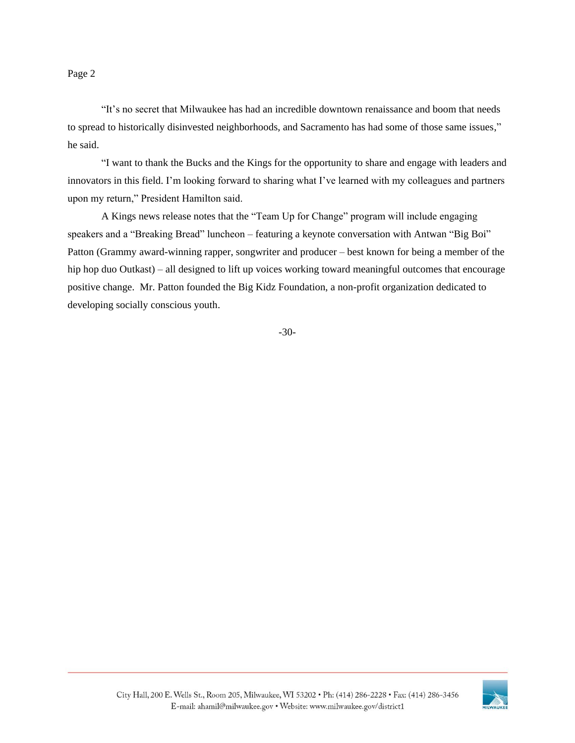"It's no secret that Milwaukee has had an incredible downtown renaissance and boom that needs to spread to historically disinvested neighborhoods, and Sacramento has had some of those same issues," he said.

"I want to thank the Bucks and the Kings for the opportunity to share and engage with leaders and innovators in this field. I'm looking forward to sharing what I've learned with my colleagues and partners upon my return," President Hamilton said.

A Kings news release notes that the "Team Up for Change" program will include engaging speakers and a "Breaking Bread" luncheon – featuring a keynote conversation with Antwan "Big Boi" Patton (Grammy award-winning rapper, songwriter and producer – best known for being a member of the hip hop duo Outkast) – all designed to lift up voices working toward meaningful outcomes that encourage positive change. Mr. Patton founded the Big Kidz Foundation, a non-profit organization dedicated to developing socially conscious youth.

-30-

City Hall, 200 E. Wells St., Room 205, Milwaukee, WI 53202 • Ph: (414) 286-2228 • Fax: (414) 286-3456
E-mail: ahamil@milwaukee.gov • Website: www.milwaukee.gov/district1